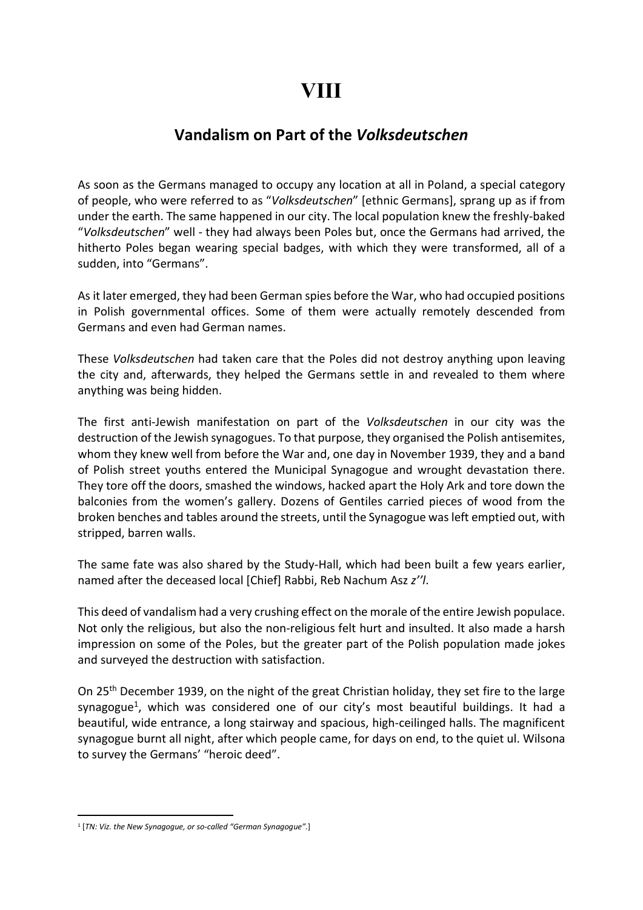# VIII

## Vandalism on Part of the *Volksdeutschen*

As soon as the Germans managed to occupy any location at all in Poland, a special category of people, who were referred to as "*Volksdeutschen*" [ethnic Germans], sprang up as if from under the earth. The same happened in our city. The local population knew the freshly-baked "*Volksdeutschen*" well - they had always been Poles but, once the Germans had arrived, the hitherto Poles began wearing special badges, with which they were transformed, all of a sudden, into "Germans".

As it later emerged, they had been German spies before the War, who had occupied positions in Polish governmental offices. Some of them were actually remotely descended from Germans and even had German names.

These *Volksdeutschen* had taken care that the Poles did not destroy anything upon leaving the city and, afterwards, they helped the Germans settle in and revealed to them where anything was being hidden.

The first anti-Jewish manifestation on part of the *Volksdeutschen* in our city was the destruction of the Jewish synagogues. To that purpose, they organised the Polish antisemites, whom they knew well from before the War and, one day in November 1939, they and a band of Polish street youths entered the Municipal Synagogue and wrought devastation there. They tore off the doors, smashed the windows, hacked apart the Holy Ark and tore down the balconies from the women's gallery. Dozens of Gentiles carried pieces of wood from the broken benches and tables around the streets, until the Synagogue was left emptied out, with stripped, barren walls.

The same fate was also shared by the Study-Hall, which had been built a few years earlier, named after the deceased local [Chief] Rabbi, Reb Nachum Asz *z''l*.

This deed of vandalism had a very crushing effect on the morale of the entire Jewish populace. Not only the religious, but also the non-religious felt hurt and insulted. It also made a harsh impression on some of the Poles, but the greater part of the Polish population made jokes and surveyed the destruction with satisfaction.

On 25th December 1939, on the night of the great Christian holiday, they set fire to the large synagogue[1], which was considered one of our city's most beautiful buildings. It had a beautiful, wide entrance, a long stairway and spacious, high-ceilinged halls. The magnificent synagogue burnt all night, after which people came, for days on end, to the quiet ul. Wilsona to survey the Germans' "heroic deed".

[1] [*TN: Viz. the New Synagogue, or so-called "German Synagogue".*]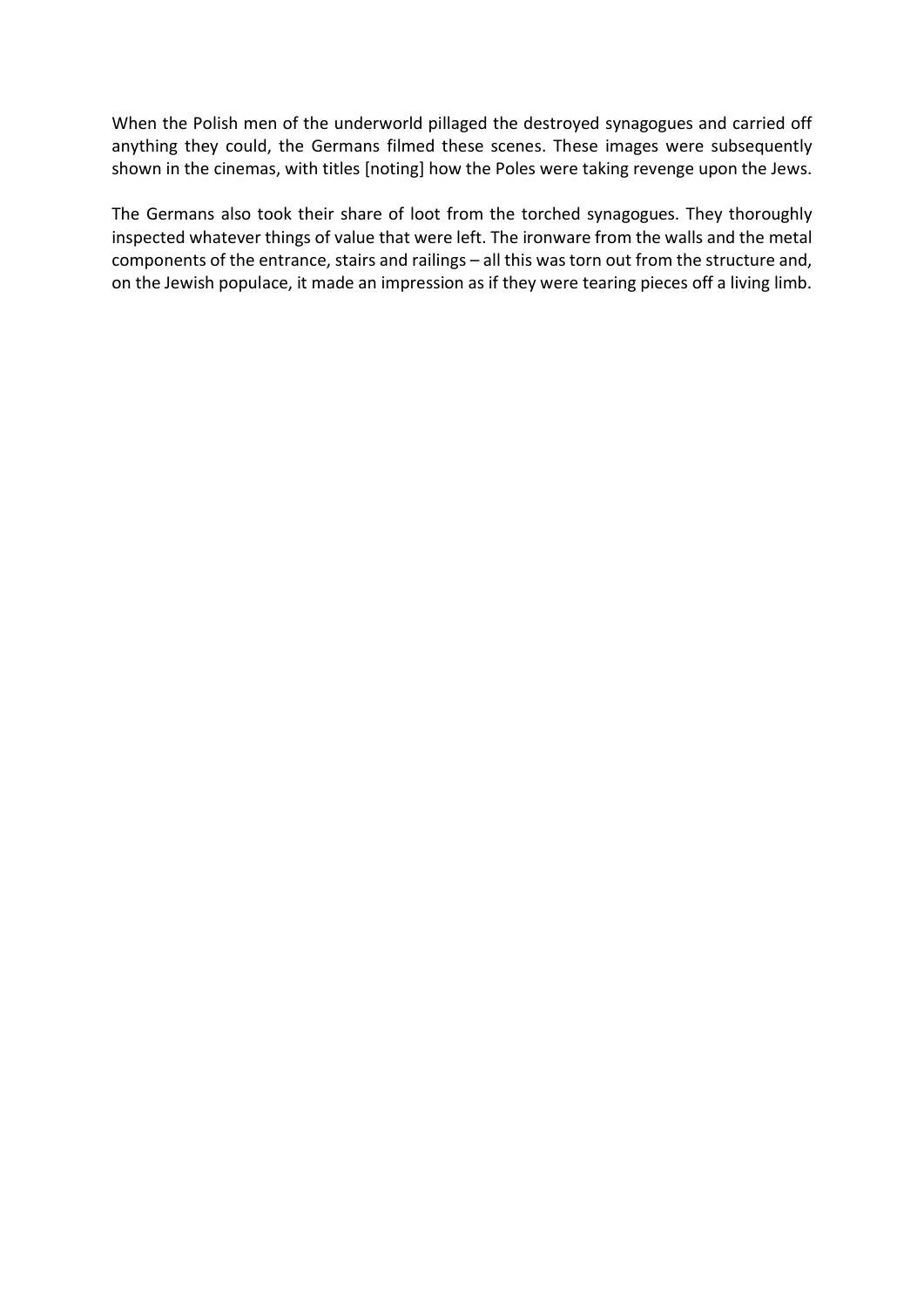When the Polish men of the underworld pillaged the destroyed synagogues and carried off anything they could, the Germans filmed these scenes. These images were subsequently shown in the cinemas, with titles [noting] how the Poles were taking revenge upon the Jews.

The Germans also took their share of loot from the torched synagogues. They thoroughly inspected whatever things of value that were left. The ironware from the walls and the metal components of the entrance, stairs and railings – all this was torn out from the structure and, on the Jewish populace, it made an impression as if they were tearing pieces off a living limb.